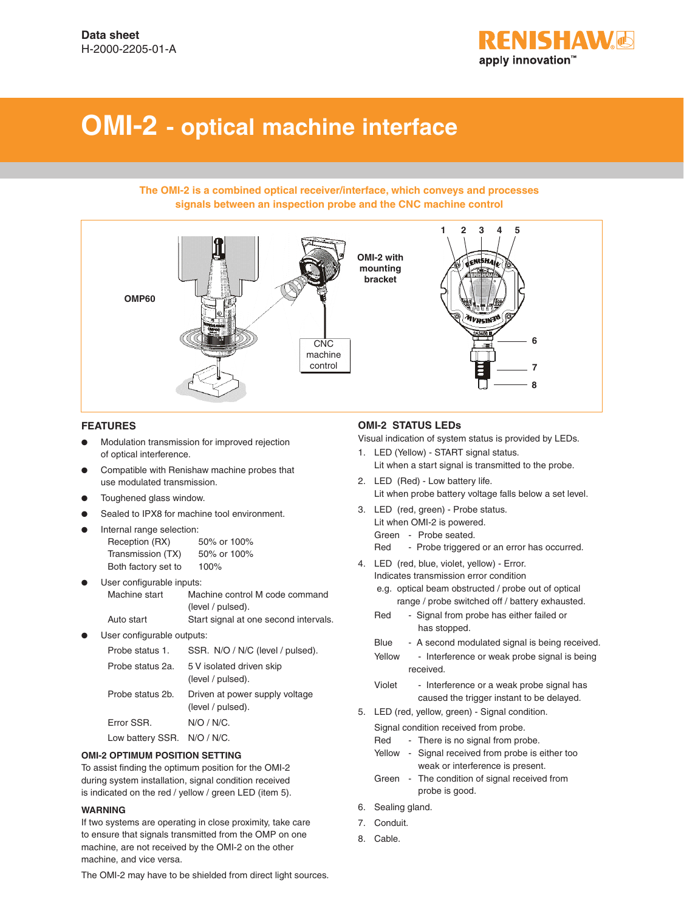Data sheet
H-2000-2205-01-A

# OMI-2 - optical machine interface

**The OMI-2 is a combined optical receiver/interface, which conveys and processes signals between an inspection probe and the CNC machine control**

OMP60

OMI-2 with mounting bracket

CNC machine control

1 2 3 4 5

6

7

8

## FEATURES

- Modulation transmission for improved rejection of optical interference.
- Compatible with Renishaw machine probes that use modulated transmission.
- Toughened glass window.
- Sealed to IPX8 for machine tool environment.
- Internal range selection:

| | |
|---|---|
| Reception (RX) | 50% or 100% |
| Transmission (TX) | 50% or 100% |
| Both factory set to | 100% |

- User configurable inputs:

| | |
|---|---|
| Machine start | Machine control M code command (level / pulsed). |
| Auto start | Start signal at one second intervals. |

- User configurable outputs:

| | |
|---|---|
| Probe status 1. | SSR. N/O / N/C (level / pulsed). |
| Probe status 2a. | 5 V isolated driven skip (level / pulsed). |
| Probe status 2b. | Driven at power supply voltage (level / pulsed). |
| Error SSR. | N/O / N/C. |
| Low battery SSR. | N/O / N/C. |

### OMI-2 OPTIMUM POSITION SETTING

To assist finding the optimum position for the OMI-2 during system installation, signal condition received is indicated on the red / yellow / green LED (item 5).

### WARNING

If two systems are operating in close proximity, take care to ensure that signals transmitted from the OMP on one machine, are not received by the OMI-2 on the other machine, and vice versa.

The OMI-2 may have to be shielded from direct light sources.

## OMI-2 STATUS LEDs

Visual indication of system status is provided by LEDs.

1. LED (Yellow) - START signal status.
   Lit when a start signal is transmitted to the probe.
2. LED (Red) - Low battery life.
   Lit when probe battery voltage falls below a set level.
3. LED (red, green) - Probe status.
   Lit when OMI-2 is powered.
   Green - Probe seated.
   Red - Probe triggered or an error has occurred.
4. LED (red, blue, violet, yellow) - Error.
   Indicates transmission error condition
   e.g. optical beam obstructed / probe out of optical range / probe switched off / battery exhausted.
   Red - Signal from probe has either failed or has stopped.
   Blue - A second modulated signal is being received.
   Yellow - Interference or weak probe signal is being received.
   Violet - Interference or a weak probe signal has caused the trigger instant to be delayed.
5. LED (red, yellow, green) - Signal condition.
   Signal condition received from probe.
   Red - There is no signal from probe.
   Yellow - Signal received from probe is either too weak or interference is present.
   Green - The condition of signal received from probe is good.
6. Sealing gland.
7. Conduit.
8. Cable.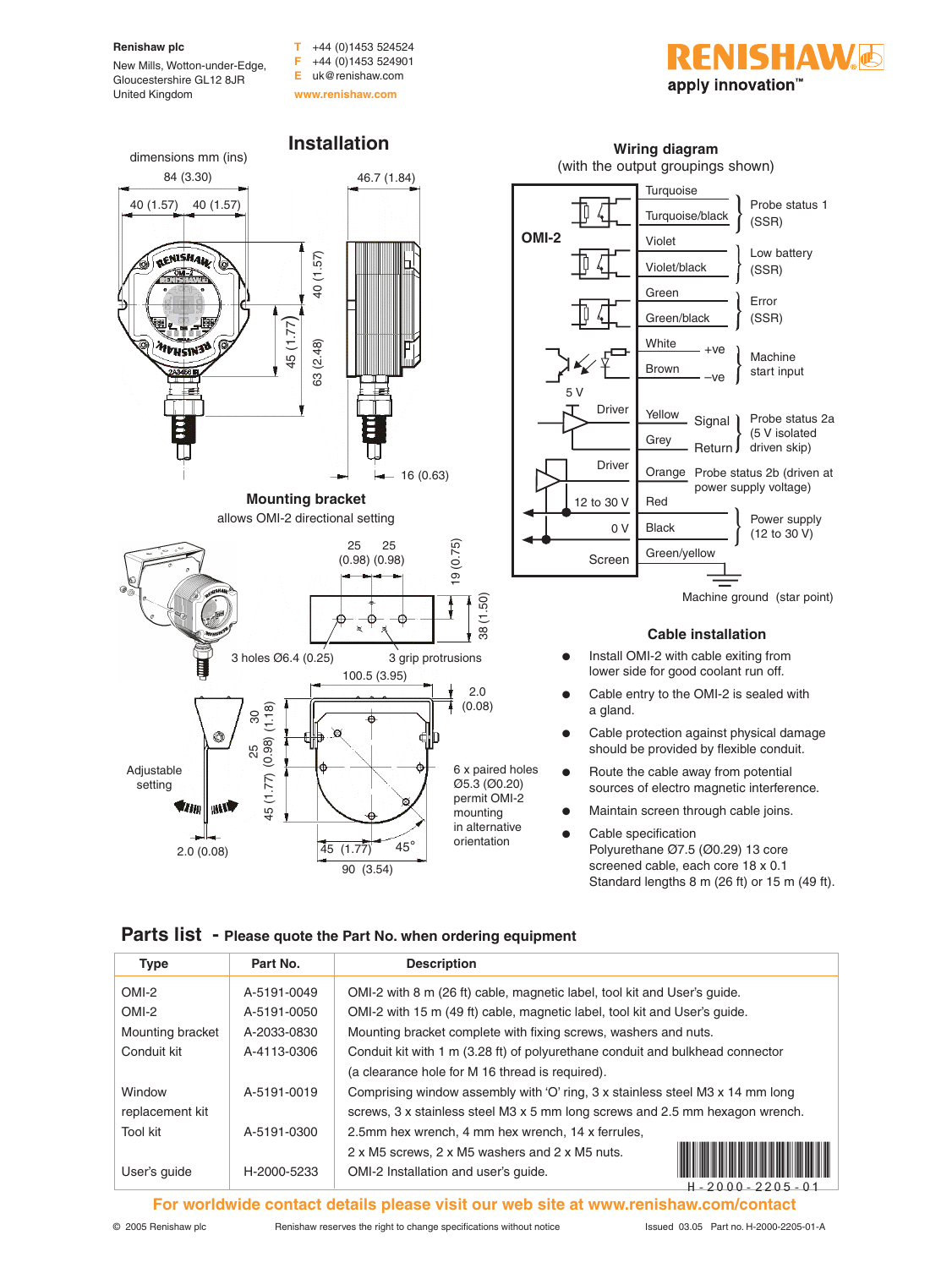Renishaw plc

New Mills, Wotton-under-Edge,
Gloucestershire GL12 8JR
United Kingdom

T +44 (0)1453 524524
F +44 (0)1453 524901
E uk@renishaw.com
www.renishaw.com

RENISHAW apply innovation™

## Installation

dimensions mm (ins)

84 (3.30)
40 (1.57) 40 (1.57)
46.7 (1.84)
40 (1.57)
45 (1.77)
63 (2.48)
16 (0.63)

### Mounting bracket

allows OMI-2 directional setting

25 (0.98) 25 (0.98)
19 (0.75)
38 (1.50)
3 holes Ø6.4 (0.25)
3 grip protrusions
100.5 (3.95)
2.0 (0.08)
30 (1.18)
25 (0.98)
45 (1.77)
Adjustable setting
2.0 (0.08)
6 x paired holes Ø5.3 (Ø0.20) permit OMI-2 mounting in alternative orientation
45 (1.77)
45°
90 (3.54)

## Wiring diagram

(with the output groupings shown)

OMI-2

Turquoise
Turquoise/black
Probe status 1 (SSR)

Violet
Violet/black
Low battery (SSR)

Green
Green/black
Error (SSR)

White +ve
Brown –ve
Machine start input

5 V
Driver
Yellow Signal
Grey Return
Probe status 2a (5 V isolated driven skip)

Driver
Orange Probe status 2b (driven at power supply voltage)

12 to 30 V Red
0 V Black
Power supply (12 to 30 V)

Screen Green/yellow

Machine ground (star point)

## Cable installation

- Install OMI-2 with cable exiting from lower side for good coolant run off.
- Cable entry to the OMI-2 is sealed with a gland.
- Cable protection against physical damage should be provided by flexible conduit.
- Route the cable away from potential sources of electro magnetic interference.
- Maintain screen through cable joins.
- Cable specification
  Polyurethane Ø7.5 (Ø0.29) 13 core screened cable, each core 18 x 0.1
  Standard lengths 8 m (26 ft) or 15 m (49 ft).

## Parts list - Please quote the Part No. when ordering equipment

| Type | Part No. | Description |
|---|---|---|
| OMI-2 | A-5191-0049 | OMI-2 with 8 m (26 ft) cable, magnetic label, tool kit and User's guide. |
| OMI-2 | A-5191-0050 | OMI-2 with 15 m (49 ft) cable, magnetic label, tool kit and User's guide. |
| Mounting bracket | A-2033-0830 | Mounting bracket complete with fixing screws, washers and nuts. |
| Conduit kit | A-4113-0306 | Conduit kit with 1 m (3.28 ft) of polyurethane conduit and bulkhead connector (a clearance hole for M 16 thread is required). |
| Window replacement kit | A-5191-0019 | Comprising window assembly with 'O' ring, 3 x stainless steel M3 x 14 mm long screws, 3 x stainless steel M3 x 5 mm long screws and 2.5 mm hexagon wrench. |
| Tool kit | A-5191-0300 | 2.5mm hex wrench, 4 mm hex wrench, 14 x ferrules, 2 x M5 screws, 2 x M5 washers and 2 x M5 nuts. |
| User's guide | H-2000-5233 | OMI-2 Installation and user's guide. |

H-2000-2205-01

**For worldwide contact details please visit our web site at www.renishaw.com/contact**

© 2005 Renishaw plc    Renishaw reserves the right to change specifications without notice    Issued 03.05 Part no. H-2000-2205-01-A